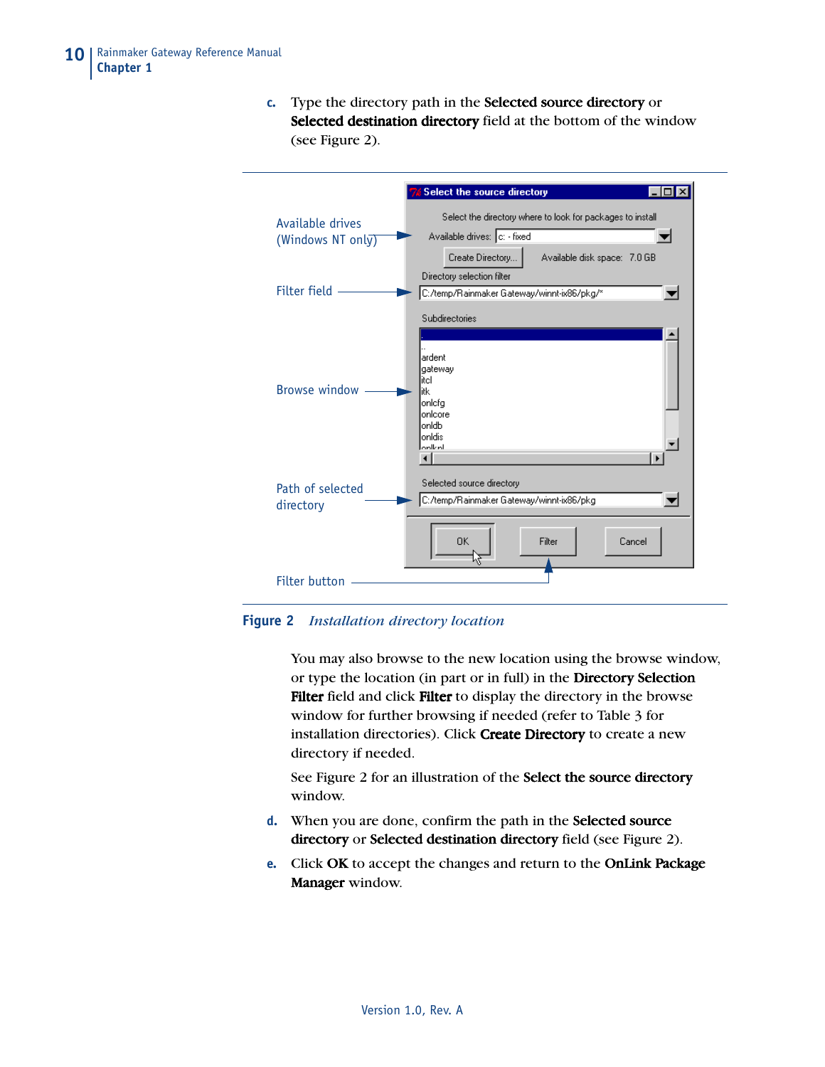c. Type the directory path in the **Selected source directory** or **Selected destination directory** field at the bottom of the window (see Figure 2).

Available drives (Windows NT only)

Filter field

Browse window

Path of selected directory

Filter button

**Figure 2** *Installation directory location*

You may also browse to the new location using the browse window, or type the location (in part or in full) in the **Directory Selection Filter** field and click **Filter** to display the directory in the browse window for further browsing if needed (refer to Table 3 for installation directories). Click **Create Directory** to create a new directory if needed.

See Figure 2 for an illustration of the **Select the source directory** window.

d. When you are done, confirm the path in the **Selected source directory** or **Selected destination directory** field (see Figure 2).

e. Click **OK** to accept the changes and return to the **OnLink Package Manager** window.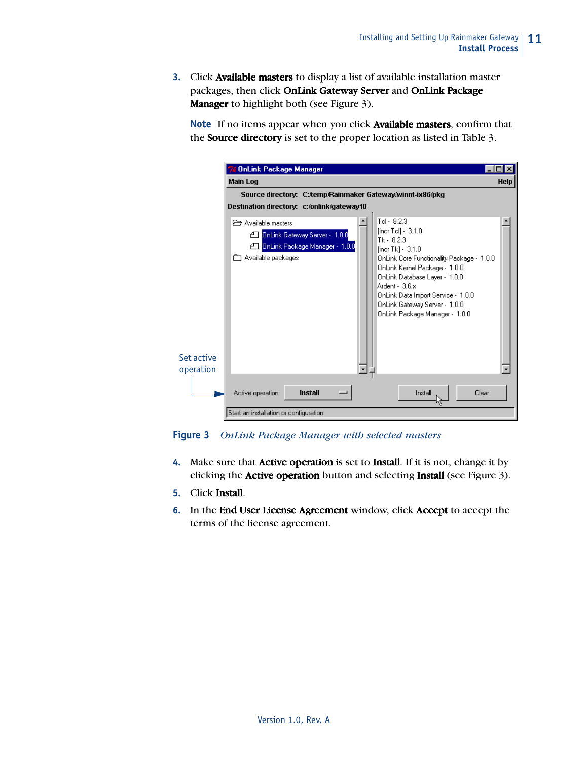3. Click **Available masters** to display a list of available installation master packages, then click **OnLink Gateway Server** and **OnLink Package Manager** to highlight both (see Figure 3).

   **Note** If no items appear when you click **Available masters**, confirm that the **Source directory** is set to the proper location as listed in Table 3.

**Figure 3** *OnLink Package Manager with selected masters*

4. Make sure that **Active operation** is set to **Install**. If it is not, change it by clicking the **Active operation** button and selecting **Install** (see Figure 3).
5. Click **Install**.
6. In the **End User License Agreement** window, click **Accept** to accept the terms of the license agreement.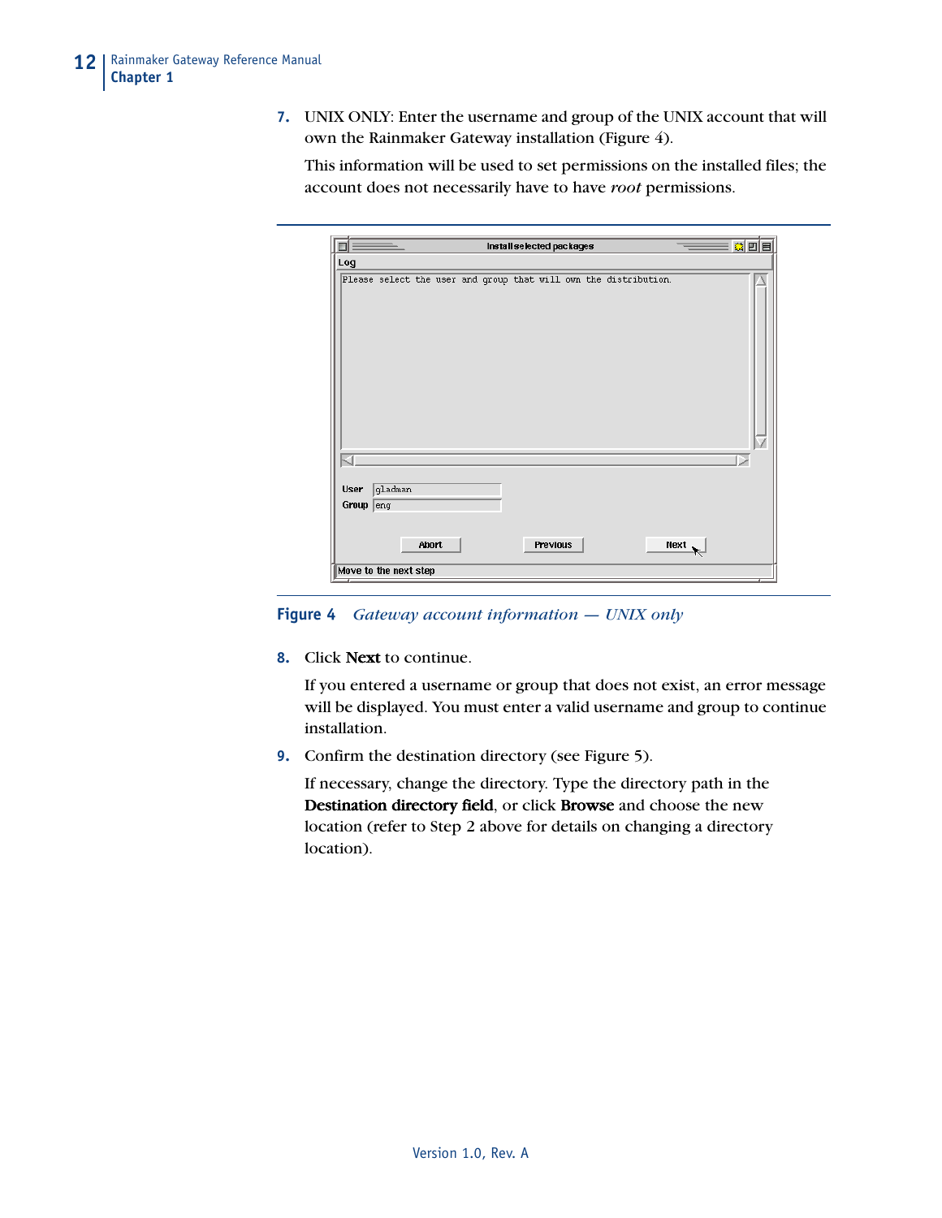7. UNIX ONLY: Enter the username and group of the UNIX account that will own the Rainmaker Gateway installation (Figure 4).

   This information will be used to set permissions on the installed files; the account does not necessarily have to have *root* permissions.

**Figure 4** *Gateway account information — UNIX only*

8. Click **Next** to continue.

   If you entered a username or group that does not exist, an error message will be displayed. You must enter a valid username and group to continue installation.

9. Confirm the destination directory (see Figure 5).

   If necessary, change the directory. Type the directory path in the **Destination directory field**, or click **Browse** and choose the new location (refer to Step 2 above for details on changing a directory location).